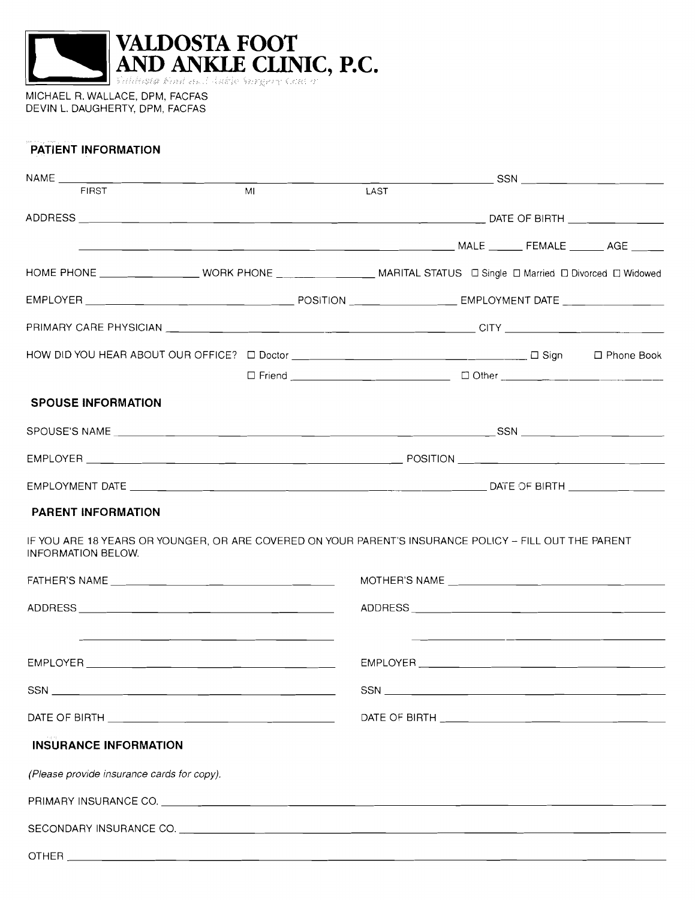# VALDOSTA FOOT AND ANKLE CLINIC, P.C.

Valdosta Foot and Ankle Surgery Center

MICHAEL R. WALLACE, DPM, FACFAS
DEVIN L. DAUGHERTY, DPM, FACFAS

## PATIENT INFORMATION

NAME ______________________ ______________________ ______________________ SSN ______________________
FIRST MI LAST

ADDRESS ______________________________________________ DATE OF BIRTH ______________

______________________________________________ MALE ______ FEMALE ______ AGE ______

HOME PHONE ______________ WORK PHONE ______________ MARITAL STATUS ☐ Single ☐ Married ☐ Divorced ☐ Widowed

EMPLOYER ______________________ POSITION ______________ EMPLOYMENT DATE ______________

PRIMARY CARE PHYSICIAN ______________________________________ CITY ______________________

HOW DID YOU HEAR ABOUT OUR OFFICE? ☐ Doctor ______________________ ☐ Sign ☐ Phone Book

☐ Friend ______________________ ☐ Other ______________________

## SPOUSE INFORMATION

SPOUSE'S NAME ______________________________________________ SSN ______________________

EMPLOYER ______________________________________ POSITION ______________________________

EMPLOYMENT DATE ______________________________________________ DATE OF BIRTH ______________

## PARENT INFORMATION

IF YOU ARE 18 YEARS OR YOUNGER, OR ARE COVERED ON YOUR PARENT'S INSURANCE POLICY – FILL OUT THE PARENT INFORMATION BELOW.

FATHER'S NAME ______________________________

ADDRESS ______________________________

______________________________

EMPLOYER ______________________________

SSN ______________________________

DATE OF BIRTH ______________________________

MOTHER'S NAME ______________________________

ADDRESS ______________________________

______________________________

EMPLOYER ______________________________

SSN ______________________________

DATE OF BIRTH ______________________________

## INSURANCE INFORMATION

*(Please provide insurance cards for copy).*

PRIMARY INSURANCE CO. ______________________________________________

SECONDARY INSURANCE CO. ______________________________________________

OTHER ______________________________________________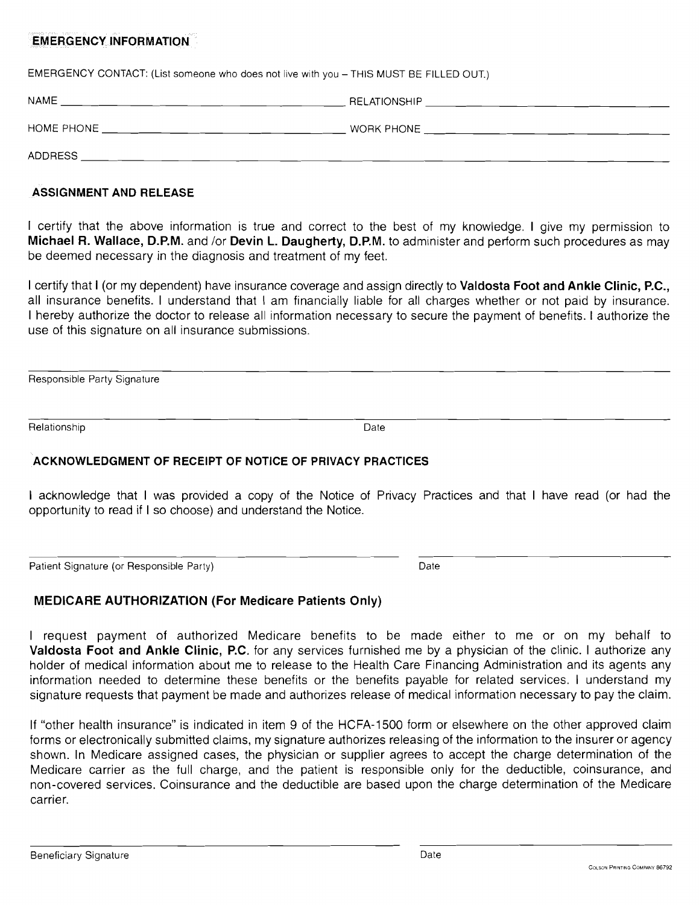## EMERGENCY INFORMATION

EMERGENCY CONTACT: (List someone who does not live with you – THIS MUST BE FILLED OUT.)

NAME ______________________________ RELATIONSHIP ______________________________

HOME PHONE ______________________________ WORK PHONE ______________________________

ADDRESS ____________________________________________________________

## ASSIGNMENT AND RELEASE

I certify that the above information is true and correct to the best of my knowledge. I give my permission to **Michael R. Wallace, D.P.M.** and /or **Devin L. Daugherty, D.P.M.** to administer and perform such procedures as may be deemed necessary in the diagnosis and treatment of my feet.

I certify that I (or my dependent) have insurance coverage and assign directly to **Valdosta Foot and Ankle Clinic, P.C.,** all insurance benefits. I understand that I am financially liable for all charges whether or not paid by insurance. I hereby authorize the doctor to release all information necessary to secure the payment of benefits. I authorize the use of this signature on all insurance submissions.

______________________________
Responsible Party Signature

______________________________
Relationship Date

## ACKNOWLEDGMENT OF RECEIPT OF NOTICE OF PRIVACY PRACTICES

I acknowledge that I was provided a copy of the Notice of Privacy Practices and that I have read (or had the opportunity to read if I so choose) and understand the Notice.

______________________________ ______________________________
Patient Signature (or Responsible Party) Date

## MEDICARE AUTHORIZATION (For Medicare Patients Only)

I request payment of authorized Medicare benefits to be made either to me or on my behalf to **Valdosta Foot and Ankle Clinic, P.C.** for any services furnished me by a physician of the clinic. I authorize any holder of medical information about me to release to the Health Care Financing Administration and its agents any information needed to determine these benefits or the benefits payable for related services. I understand my signature requests that payment be made and authorizes release of medical information necessary to pay the claim.

If "other health insurance" is indicated in item 9 of the HCFA-1500 form or elsewhere on the other approved claim forms or electronically submitted claims, my signature authorizes releasing of the information to the insurer or agency shown. In Medicare assigned cases, the physician or supplier agrees to accept the charge determination of the Medicare carrier as the full charge, and the patient is responsible only for the deductible, coinsurance, and non-covered services. Coinsurance and the deductible are based upon the charge determination of the Medicare carrier.

______________________________ ______________________________
Beneficiary Signature Date

Colson Printing Company 86792